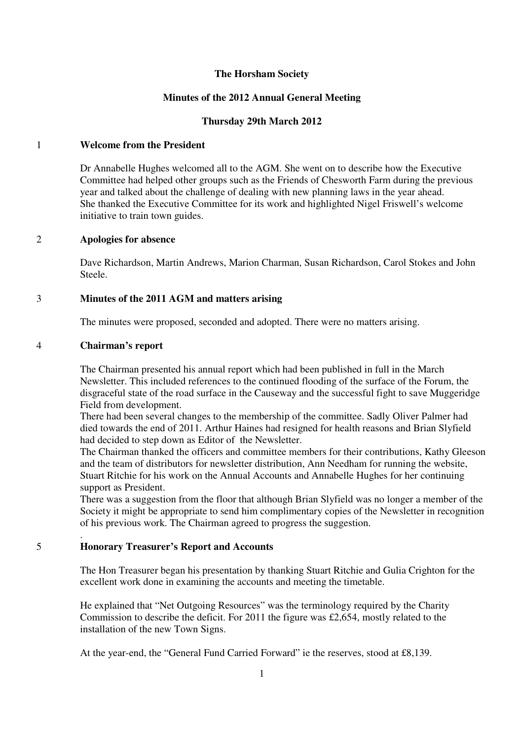# The Horsham Society

## Minutes of the 2012 Annual General Meeting

### Thursday 29th March 2012

### 1 Welcome from the President

Dr Annabelle Hughes welcomed all to the AGM. She went on to describe how the Executive Committee had helped other groups such as the Friends of Chesworth Farm during the previous year and talked about the challenge of dealing with new planning laws in the year ahead. She thanked the Executive Committee for its work and highlighted Nigel Friswell's welcome initiative to train town guides.

### 2 Apologies for absence

Dave Richardson, Martin Andrews, Marion Charman, Susan Richardson, Carol Stokes and John Steele.

### 3 Minutes of the 2011 AGM and matters arising

The minutes were proposed, seconded and adopted. There were no matters arising.

### 4 Chairman's report

The Chairman presented his annual report which had been published in full in the March Newsletter. This included references to the continued flooding of the surface of the Forum, the disgraceful state of the road surface in the Causeway and the successful fight to save Muggeridge Field from development.

There had been several changes to the membership of the committee. Sadly Oliver Palmer had died towards the end of 2011. Arthur Haines had resigned for health reasons and Brian Slyfield had decided to step down as Editor of the Newsletter.

The Chairman thanked the officers and committee members for their contributions, Kathy Gleeson and the team of distributors for newsletter distribution, Ann Needham for running the website, Stuart Ritchie for his work on the Annual Accounts and Annabelle Hughes for her continuing support as President.

There was a suggestion from the floor that although Brian Slyfield was no longer a member of the Society it might be appropriate to send him complimentary copies of the Newsletter in recognition of his previous work. The Chairman agreed to progress the suggestion.

### 5 Honorary Treasurer's Report and Accounts

The Hon Treasurer began his presentation by thanking Stuart Ritchie and Gulia Crighton for the excellent work done in examining the accounts and meeting the timetable.

He explained that "Net Outgoing Resources" was the terminology required by the Charity Commission to describe the deficit. For 2011 the figure was £2,654, mostly related to the installation of the new Town Signs.

At the year-end, the "General Fund Carried Forward" ie the reserves, stood at £8,139.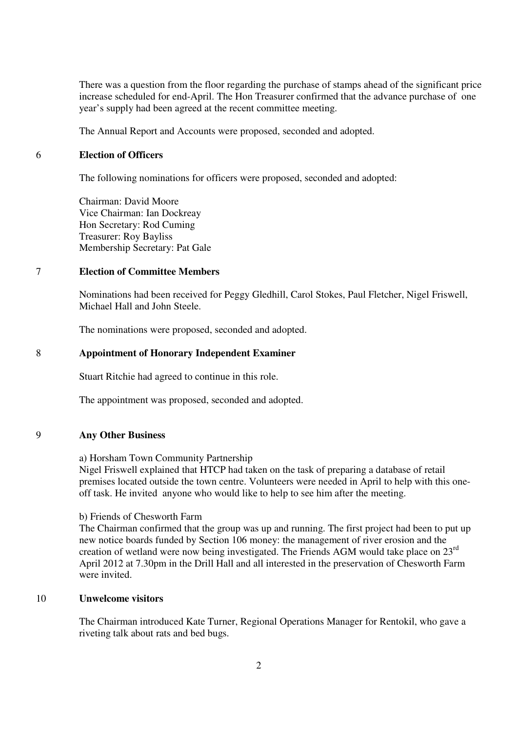There was a question from the floor regarding the purchase of stamps ahead of the significant price increase scheduled for end-April. The Hon Treasurer confirmed that the advance purchase of one year's supply had been agreed at the recent committee meeting.

The Annual Report and Accounts were proposed, seconded and adopted.

## 6 Election of Officers

The following nominations for officers were proposed, seconded and adopted:

Chairman: David Moore
Vice Chairman: Ian Dockreay
Hon Secretary: Rod Cuming
Treasurer: Roy Bayliss
Membership Secretary: Pat Gale

## 7 Election of Committee Members

Nominations had been received for Peggy Gledhill, Carol Stokes, Paul Fletcher, Nigel Friswell, Michael Hall and John Steele.

The nominations were proposed, seconded and adopted.

## 8 Appointment of Honorary Independent Examiner

Stuart Ritchie had agreed to continue in this role.

The appointment was proposed, seconded and adopted.

## 9 Any Other Business

a) Horsham Town Community Partnership

Nigel Friswell explained that HTCP had taken on the task of preparing a database of retail premises located outside the town centre. Volunteers were needed in April to help with this one-off task. He invited anyone who would like to help to see him after the meeting.

b) Friends of Chesworth Farm

The Chairman confirmed that the group was up and running. The first project had been to put up new notice boards funded by Section 106 money: the management of river erosion and the creation of wetland were now being investigated. The Friends AGM would take place on 23rd April 2012 at 7.30pm in the Drill Hall and all interested in the preservation of Chesworth Farm were invited.

## 10 Unwelcome visitors

The Chairman introduced Kate Turner, Regional Operations Manager for Rentokil, who gave a riveting talk about rats and bed bugs.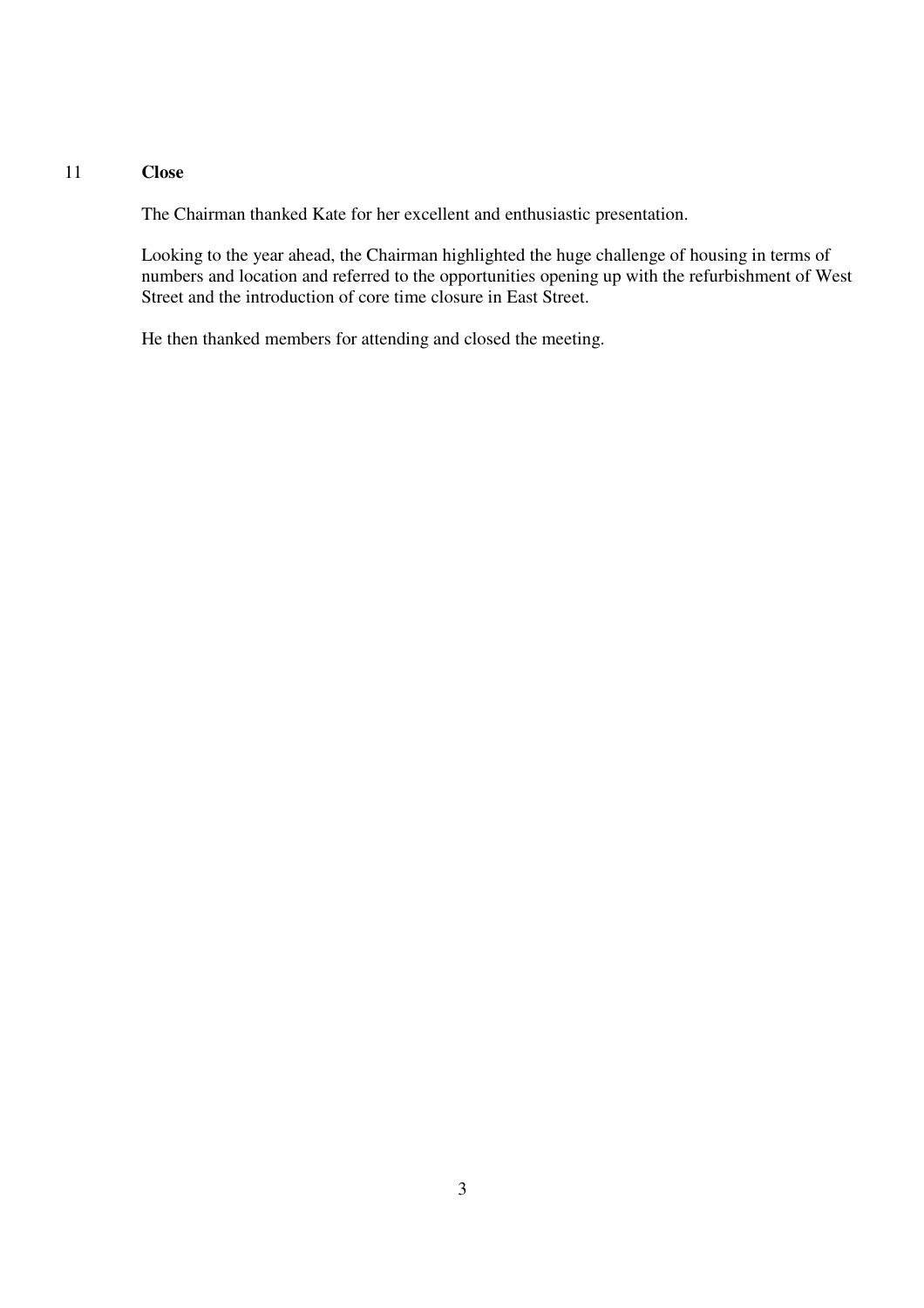## 11 Close

The Chairman thanked Kate for her excellent and enthusiastic presentation.

Looking to the year ahead, the Chairman highlighted the huge challenge of housing in terms of numbers and location and referred to the opportunities opening up with the refurbishment of West Street and the introduction of core time closure in East Street.

He then thanked members for attending and closed the meeting.